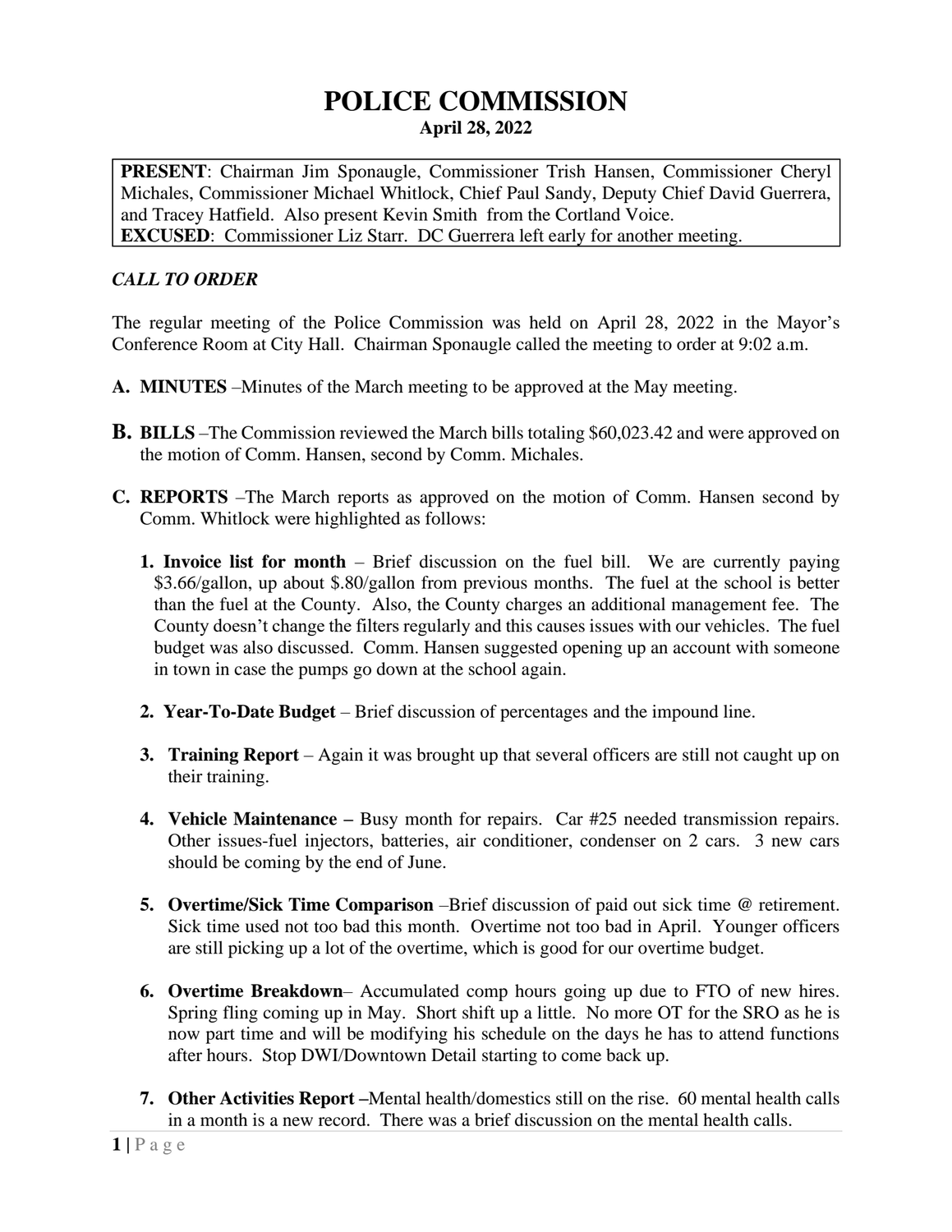# POLICE COMMISSION

**April 28, 2022**

**PRESENT**: Chairman Jim Sponaugle, Commissioner Trish Hansen, Commissioner Cheryl Michales, Commissioner Michael Whitlock, Chief Paul Sandy, Deputy Chief David Guerrera, and Tracey Hatfield. Also present Kevin Smith from the Cortland Voice.
**EXCUSED**: Commissioner Liz Starr. DC Guerrera left early for another meeting.

***CALL TO ORDER***

The regular meeting of the Police Commission was held on April 28, 2022 in the Mayor's Conference Room at City Hall. Chairman Sponaugle called the meeting to order at 9:02 a.m.

**A. MINUTES** –Minutes of the March meeting to be approved at the May meeting.

**B. BILLS** –The Commission reviewed the March bills totaling $60,023.42 and were approved on the motion of Comm. Hansen, second by Comm. Michales.

**C. REPORTS** –The March reports as approved on the motion of Comm. Hansen second by Comm. Whitlock were highlighted as follows:

1. **Invoice list for month** – Brief discussion on the fuel bill. We are currently paying $3.66/gallon, up about $.80/gallon from previous months. The fuel at the school is better than the fuel at the County. Also, the County charges an additional management fee. The County doesn't change the filters regularly and this causes issues with our vehicles. The fuel budget was also discussed. Comm. Hansen suggested opening up an account with someone in town in case the pumps go down at the school again.

2. **Year-To-Date Budget** – Brief discussion of percentages and the impound line.

3. **Training Report** – Again it was brought up that several officers are still not caught up on their training.

4. **Vehicle Maintenance –** Busy month for repairs. Car #25 needed transmission repairs. Other issues-fuel injectors, batteries, air conditioner, condenser on 2 cars. 3 new cars should be coming by the end of June.

5. **Overtime/Sick Time Comparison** –Brief discussion of paid out sick time @ retirement. Sick time used not too bad this month. Overtime not too bad in April. Younger officers are still picking up a lot of the overtime, which is good for our overtime budget.

6. **Overtime Breakdown**– Accumulated comp hours going up due to FTO of new hires. Spring fling coming up in May. Short shift up a little. No more OT for the SRO as he is now part time and will be modifying his schedule on the days he has to attend functions after hours. Stop DWI/Downtown Detail starting to come back up.

7. **Other Activities Report –**Mental health/domestics still on the rise. 60 mental health calls in a month is a new record. There was a brief discussion on the mental health calls.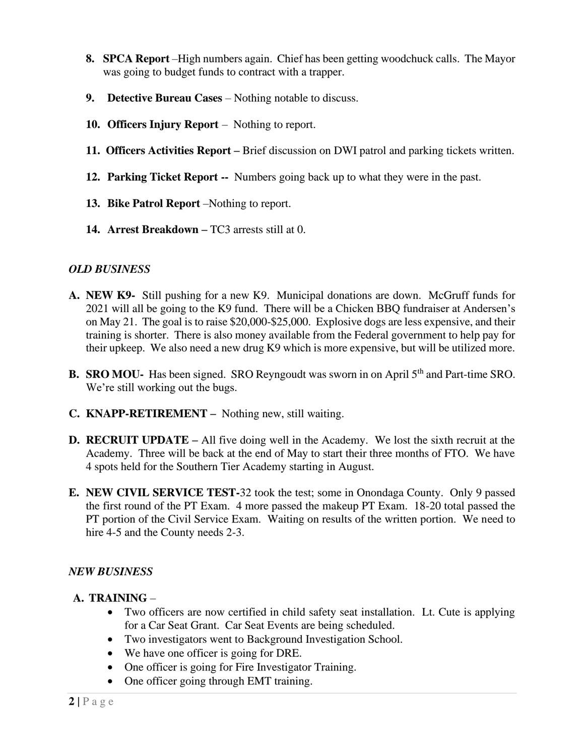8. **SPCA Report** –High numbers again. Chief has been getting woodchuck calls. The Mayor was going to budget funds to contract with a trapper.

9. **Detective Bureau Cases** – Nothing notable to discuss.

10. **Officers Injury Report** – Nothing to report.

11. **Officers Activities Report –** Brief discussion on DWI patrol and parking tickets written.

12. **Parking Ticket Report --** Numbers going back up to what they were in the past.

13. **Bike Patrol Report** –Nothing to report.

14. **Arrest Breakdown –** TC3 arrests still at 0.

*OLD BUSINESS*

A. **NEW K9-** Still pushing for a new K9. Municipal donations are down. McGruff funds for 2021 will all be going to the K9 fund. There will be a Chicken BBQ fundraiser at Andersen's on May 21. The goal is to raise $20,000-$25,000. Explosive dogs are less expensive, and their training is shorter. There is also money available from the Federal government to help pay for their upkeep. We also need a new drug K9 which is more expensive, but will be utilized more.

B. **SRO MOU-** Has been signed. SRO Reyngoudt was sworn in on April 5th and Part-time SRO. We're still working out the bugs.

C. **KNAPP-RETIREMENT –** Nothing new, still waiting.

D. **RECRUIT UPDATE –** All five doing well in the Academy. We lost the sixth recruit at the Academy. Three will be back at the end of May to start their three months of FTO. We have 4 spots held for the Southern Tier Academy starting in August.

E. **NEW CIVIL SERVICE TEST-**32 took the test; some in Onondaga County. Only 9 passed the first round of the PT Exam. 4 more passed the makeup PT Exam. 18-20 total passed the PT portion of the Civil Service Exam. Waiting on results of the written portion. We need to hire 4-5 and the County needs 2-3.

*NEW BUSINESS*

A. **TRAINING** –
   - Two officers are now certified in child safety seat installation. Lt. Cute is applying for a Car Seat Grant. Car Seat Events are being scheduled.
   - Two investigators went to Background Investigation School.
   - We have one officer is going for DRE.
   - One officer is going for Fire Investigator Training.
   - One officer going through EMT training.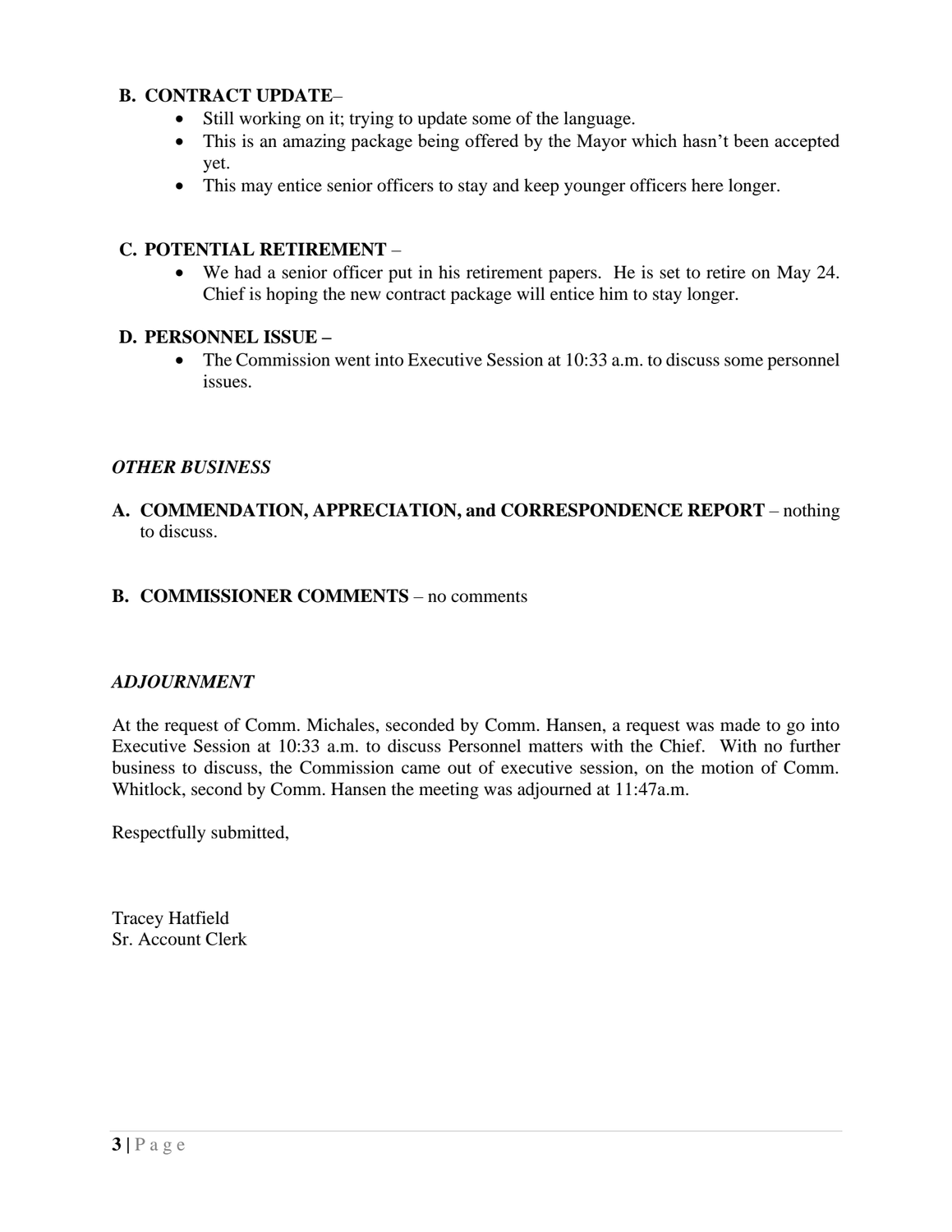**B. CONTRACT UPDATE**–

- Still working on it; trying to update some of the language.
- This is an amazing package being offered by the Mayor which hasn't been accepted yet.
- This may entice senior officers to stay and keep younger officers here longer.

**C. POTENTIAL RETIREMENT** –

- We had a senior officer put in his retirement papers. He is set to retire on May 24. Chief is hoping the new contract package will entice him to stay longer.

**D. PERSONNEL ISSUE –**

- The Commission went into Executive Session at 10:33 a.m. to discuss some personnel issues.

***OTHER BUSINESS***

**A. COMMENDATION, APPRECIATION, and CORRESPONDENCE REPORT** – nothing to discuss.

**B. COMMISSIONER COMMENTS** – no comments

***ADJOURNMENT***

At the request of Comm. Michales, seconded by Comm. Hansen, a request was made to go into Executive Session at 10:33 a.m. to discuss Personnel matters with the Chief. With no further business to discuss, the Commission came out of executive session, on the motion of Comm. Whitlock, second by Comm. Hansen the meeting was adjourned at 11:47a.m.

Respectfully submitted,

Tracey Hatfield
Sr. Account Clerk